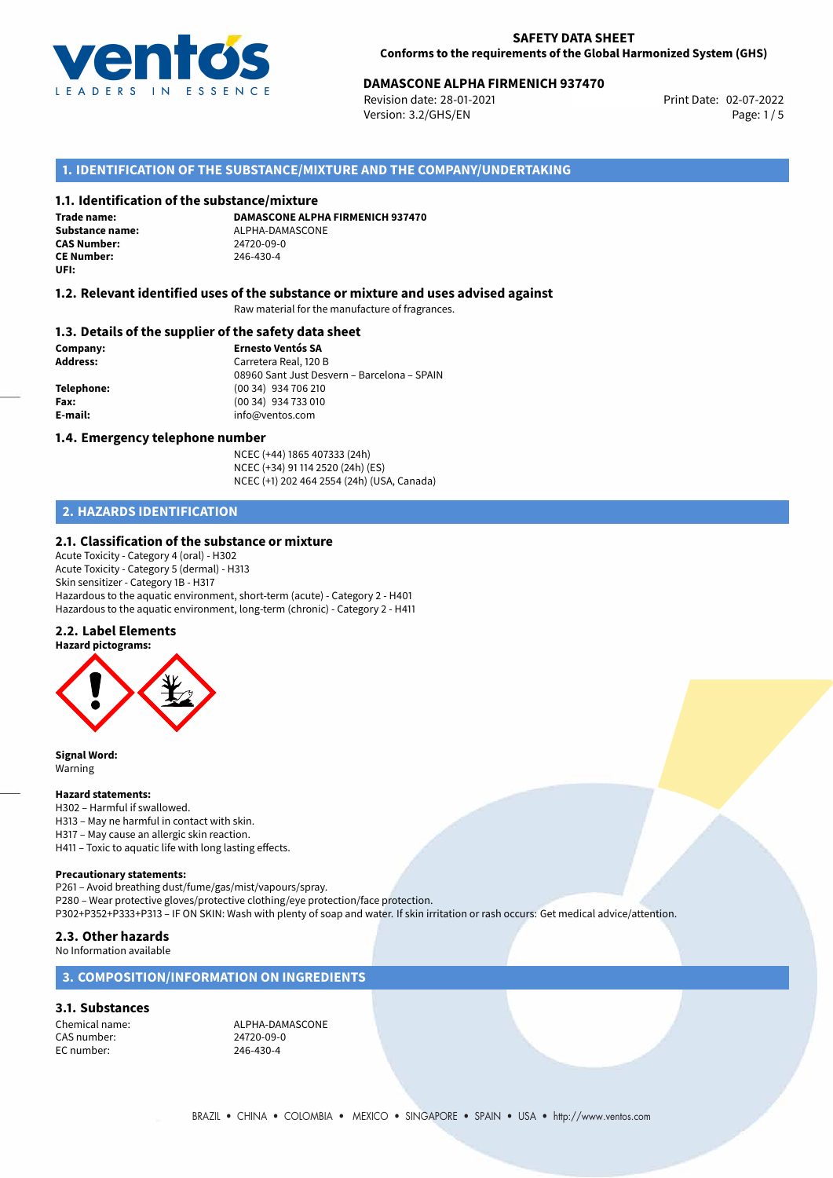**SAFETY DATA SHEET**
**Conforms to the requirements of the Global Harmonized System (GHS)**

**DAMASCONE ALPHA FIRMENICH 937470**
Revision date: 28-01-2021
Version: 3.2/GHS/EN
Print Date: 02-07-2022

## 1. IDENTIFICATION OF THE SUBSTANCE/MIXTURE AND THE COMPANY/UNDERTAKING

### 1.1. Identification of the substance/mixture

**Trade name:** DAMASCONE ALPHA FIRMENICH 937470
**Substance name:** ALPHA-DAMASCONE
**CAS Number:** 24720-09-0
**CE Number:** 246-430-4
**UFI:**

### 1.2. Relevant identified uses of the substance or mixture and uses advised against

Raw material for the manufacture of fragrances.

### 1.3. Details of the supplier of the safety data sheet

**Company:** Ernesto Ventós SA
**Address:** Carretera Real, 120 B
08960 Sant Just Desvern – Barcelona – SPAIN
**Telephone:** (00 34) 934 706 210
**Fax:** (00 34) 934 733 010
**E-mail:** info@ventos.com

### 1.4. Emergency telephone number

NCEC (+44) 1865 407333 (24h)
NCEC (+34) 91 114 2520 (24h) (ES)
NCEC (+1) 202 464 2554 (24h) (USA, Canada)

## 2. HAZARDS IDENTIFICATION

### 2.1. Classification of the substance or mixture

Acute Toxicity - Category 4 (oral) - H302
Acute Toxicity - Category 5 (dermal) - H313
Skin sensitizer - Category 1B - H317
Hazardous to the aquatic environment, short-term (acute) - Category 2 - H401
Hazardous to the aquatic environment, long-term (chronic) - Category 2 - H411

### 2.2. Label Elements

**Hazard pictograms:**

**Signal Word:**
Warning

**Hazard statements:**
H302 – Harmful if swallowed.
H313 – May ne harmful in contact with skin.
H317 – May cause an allergic skin reaction.
H411 – Toxic to aquatic life with long lasting effects.

**Precautionary statements:**
P261 – Avoid breathing dust/fume/gas/mist/vapours/spray.
P280 – Wear protective gloves/protective clothing/eye protection/face protection.
P302+P352+P333+P313 – IF ON SKIN: Wash with plenty of soap and water. If skin irritation or rash occurs: Get medical advice/attention.

### 2.3. Other hazards

No Information available

## 3. COMPOSITION/INFORMATION ON INGREDIENTS

### 3.1. Substances

Chemical name: ALPHA-DAMASCONE
CAS number: 24720-09-0
EC number: 246-430-4

BRAZIL • CHINA • COLOMBIA • MEXICO • SINGAPORE • SPAIN • USA • http://www.ventos.com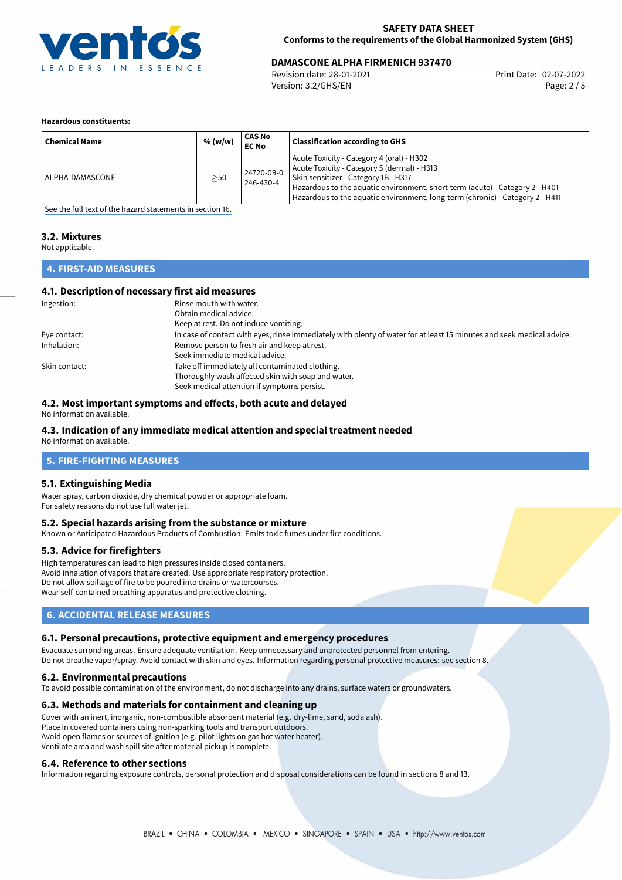**Hazardous constituents:**

| Chemical Name | % (w/w) | CAS No EC No | Classification according to GHS |
|---|---|---|---|
| ALPHA-DAMASCONE | ≥50 | 24720-09-0 246-430-4 | Acute Toxicity - Category 4 (oral) - H302<br>Acute Toxicity - Category 5 (dermal) - H313<br>Skin sensitizer - Category 1B - H317<br>Hazardous to the aquatic environment, short-term (acute) - Category 2 - H401<br>Hazardous to the aquatic environment, long-term (chronic) - Category 2 - H411 |

See the full text of the hazard statements in section 16.

### 3.2. Mixtures

Not applicable.

## 4. FIRST-AID MEASURES

### 4.1. Description of necessary first aid measures

Ingestion:
Rinse mouth with water.
Obtain medical advice.
Keep at rest. Do not induce vomiting.

Eye contact:
In case of contact with eyes, rinse immediately with plenty of water for at least 15 minutes and seek medical advice.

Inhalation:
Remove person to fresh air and keep at rest.
Seek immediate medical advice.

Skin contact:
Take off immediately all contaminated clothing.
Thoroughly wash affected skin with soap and water.
Seek medical attention if symptoms persist.

### 4.2. Most important symptoms and effects, both acute and delayed

No information available.

### 4.3. Indication of any immediate medical attention and special treatment needed

No information available.

## 5. FIRE-FIGHTING MEASURES

### 5.1. Extinguishing Media

Water spray, carbon dioxide, dry chemical powder or appropriate foam.
For safety reasons do not use full water jet.

### 5.2. Special hazards arising from the substance or mixture

Known or Anticipated Hazardous Products of Combustion: Emits toxic fumes under fire conditions.

### 5.3. Advice for firefighters

High temperatures can lead to high pressures inside closed containers.
Avoid inhalation of vapors that are created. Use appropriate respiratory protection.
Do not allow spillage of fire to be poured into drains or watercourses.
Wear self-contained breathing apparatus and protective clothing.

## 6. ACCIDENTAL RELEASE MEASURES

### 6.1. Personal precautions, protective equipment and emergency procedures

Evacuate surrounding areas. Ensure adequate ventilation. Keep unnecessary and unprotected personnel from entering.
Do not breathe vapor/spray. Avoid contact with skin and eyes. Information regarding personal protective measures: see section 8.

### 6.2. Environmental precautions

To avoid possible contamination of the environment, do not discharge into any drains, surface waters or groundwaters.

### 6.3. Methods and materials for containment and cleaning up

Cover with an inert, inorganic, non-combustible absorbent material (e.g. dry-lime, sand, soda ash).
Place in covered containers using non-sparking tools and transport outdoors.
Avoid open flames or sources of ignition (e.g. pilot lights on gas hot water heater).
Ventilate area and wash spill site after material pickup is complete.

### 6.4. Reference to other sections

Information regarding exposure controls, personal protection and disposal considerations can be found in sections 8 and 13.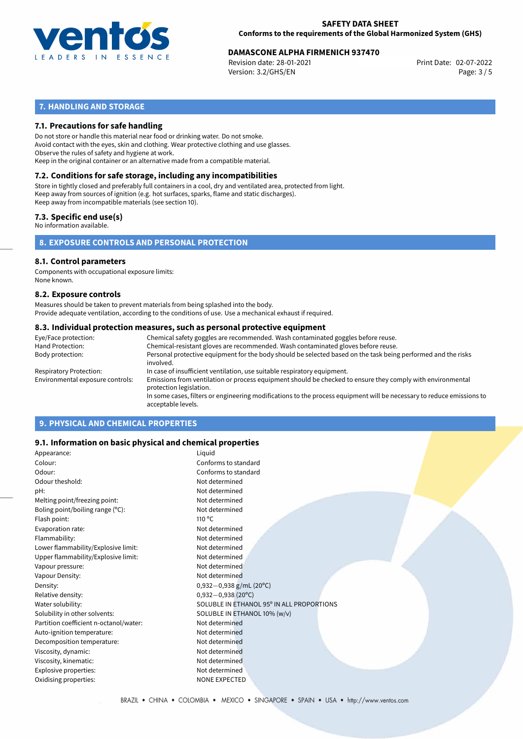## 7. HANDLING AND STORAGE

### 7.1. Precautions for safe handling

Do not store or handle this material near food or drinking water. Do not smoke.
Avoid contact with the eyes, skin and clothing. Wear protective clothing and use glasses.
Observe the rules of safety and hygiene at work.
Keep in the original container or an alternative made from a compatible material.

### 7.2. Conditions for safe storage, including any incompatibilities

Store in tightly closed and preferably full containers in a cool, dry and ventilated area, protected from light.
Keep away from sources of ignition (e.g. hot surfaces, sparks, flame and static discharges).
Keep away from incompatible materials (see section 10).

### 7.3. Specific end use(s)

No information available.

## 8. EXPOSURE CONTROLS AND PERSONAL PROTECTION

### 8.1. Control parameters

Components with occupational exposure limits:
None known.

### 8.2. Exposure controls

Measures should be taken to prevent materials from being splashed into the body.
Provide adequate ventilation, according to the conditions of use. Use a mechanical exhaust if required.

### 8.3. Individual protection measures, such as personal protective equipment

| | |
|---|---|
| Eye/Face protection: | Chemical safety goggles are recommended. Wash contaminated goggles before reuse. |
| Hand Protection: | Chemical-resistant gloves are recommended. Wash contaminated gloves before reuse. |
| Body protection: | Personal protective equipment for the body should be selected based on the task being performed and the risks involved. |
| Respiratory Protection: | In case of insufficient ventilation, use suitable respiratory equipment. |
| Environmental exposure controls: | Emissions from ventilation or process equipment should be checked to ensure they comply with environmental protection legislation. In some cases, filters or engineering modifications to the process equipment will be necessary to reduce emissions to acceptable levels. |

## 9. PHYSICAL AND CHEMICAL PROPERTIES

### 9.1. Information on basic physical and chemical properties

| | |
|---|---|
| Appearance: | Liquid |
| Colour: | Conforms to standard |
| Odour: | Conforms to standard |
| Odour theshold: | Not determined |
| pH: | Not determined |
| Melting point/freezing point: | Not determined |
| Boling point/boiling range (°C): | Not determined |
| Flash point: | 110 °C |
| Evaporation rate: | Not determined |
| Flammability: | Not determined |
| Lower flammability/Explosive limit: | Not determined |
| Upper flammability/Explosive limit: | Not determined |
| Vapour pressure: | Not determined |
| Vapour Density: | Not determined |
| Density: | 0,932−0,938 g/mL (20°C) |
| Relative density: | 0,932−0,938 (20°C) |
| Water solubility: | SOLUBLE IN ETHANOL 95° IN ALL PROPORTIONS |
| Solubility in other solvents: | SOLUBLE IN ETHANOL 10% (w/v) |
| Partition coefficient n-octanol/water: | Not determined |
| Auto-ignition temperature: | Not determined |
| Decomposition temperature: | Not determined |
| Viscosity, dynamic: | Not determined |
| Viscosity, kinematic: | Not determined |
| Explosive properties: | Not determined |
| Oxidising properties: | NONE EXPECTED |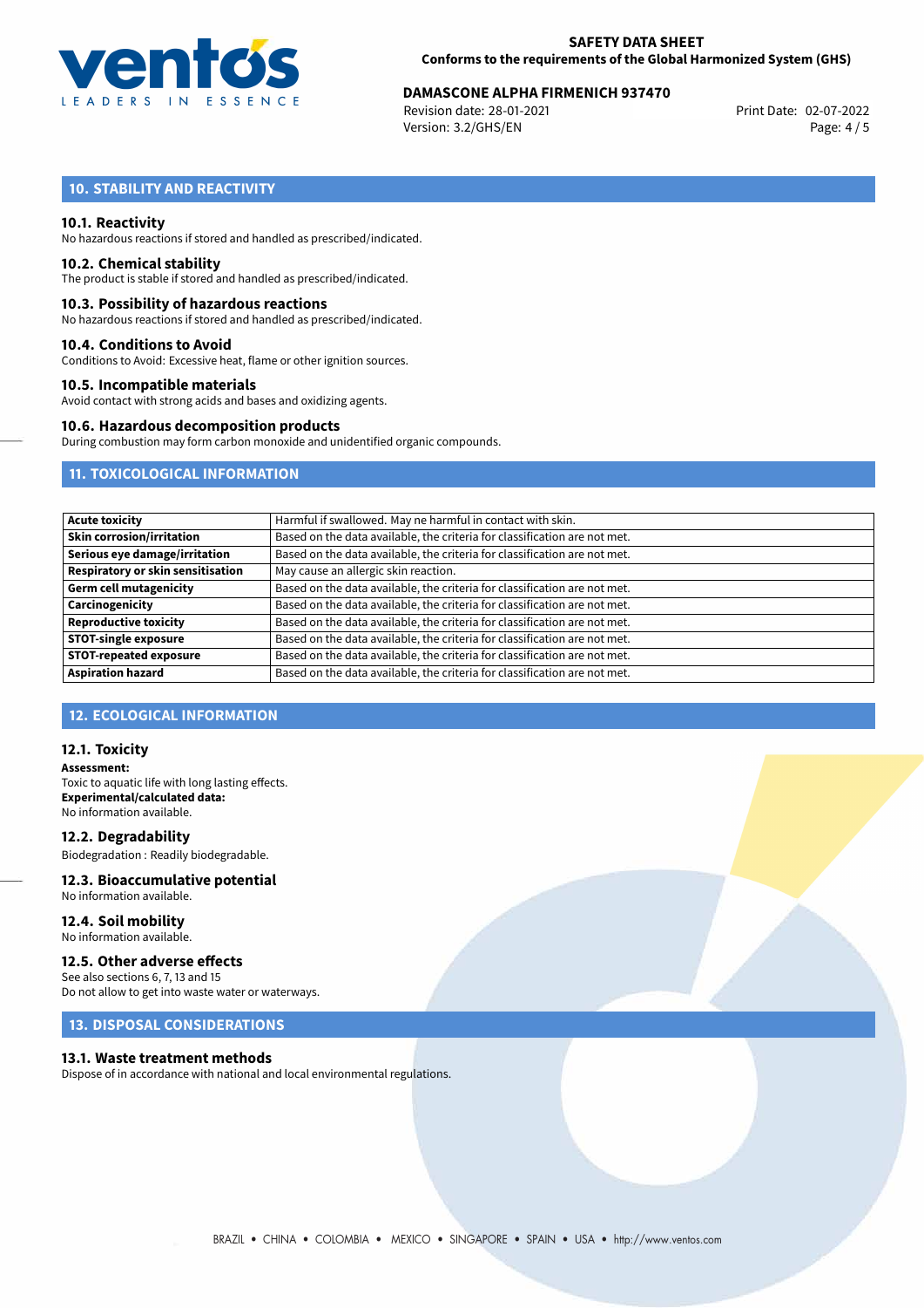## 10. STABILITY AND REACTIVITY

### 10.1. Reactivity
No hazardous reactions if stored and handled as prescribed/indicated.

### 10.2. Chemical stability
The product is stable if stored and handled as prescribed/indicated.

### 10.3. Possibility of hazardous reactions
No hazardous reactions if stored and handled as prescribed/indicated.

### 10.4. Conditions to Avoid
Conditions to Avoid: Excessive heat, flame or other ignition sources.

### 10.5. Incompatible materials
Avoid contact with strong acids and bases and oxidizing agents.

### 10.6. Hazardous decomposition products
During combustion may form carbon monoxide and unidentified organic compounds.

## 11. TOXICOLOGICAL INFORMATION

| | |
|---|---|
| **Acute toxicity** | Harmful if swallowed. May ne harmful in contact with skin. |
| **Skin corrosion/irritation** | Based on the data available, the criteria for classification are not met. |
| **Serious eye damage/irritation** | Based on the data available, the criteria for classification are not met. |
| **Respiratory or skin sensitisation** | May cause an allergic skin reaction. |
| **Germ cell mutagenicity** | Based on the data available, the criteria for classification are not met. |
| **Carcinogenicity** | Based on the data available, the criteria for classification are not met. |
| **Reproductive toxicity** | Based on the data available, the criteria for classification are not met. |
| **STOT-single exposure** | Based on the data available, the criteria for classification are not met. |
| **STOT-repeated exposure** | Based on the data available, the criteria for classification are not met. |
| **Aspiration hazard** | Based on the data available, the criteria for classification are not met. |

## 12. ECOLOGICAL INFORMATION

### 12.1. Toxicity
**Assessment:**
Toxic to aquatic life with long lasting effects.
**Experimental/calculated data:**
No information available.

### 12.2. Degradability
Biodegradation : Readily biodegradable.

### 12.3. Bioaccumulative potential
No information available.

### 12.4. Soil mobility
No information available.

### 12.5. Other adverse effects
See also sections 6, 7, 13 and 15
Do not allow to get into waste water or waterways.

## 13. DISPOSAL CONSIDERATIONS

### 13.1. Waste treatment methods
Dispose of in accordance with national and local environmental regulations.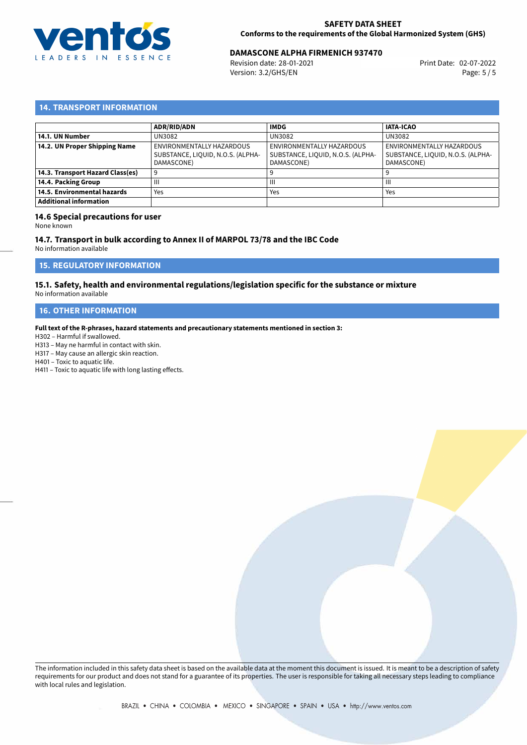## 14. TRANSPORT INFORMATION

| | ADR/RID/ADN | IMDG | IATA-ICAO |
|---|---|---|---|
| **14.1. UN Number** | UN3082 | UN3082 | UN3082 |
| **14.2. UN Proper Shipping Name** | ENVIRONMENTALLY HAZARDOUS SUBSTANCE, LIQUID, N.O.S. (ALPHA-DAMASCONE) | ENVIRONMENTALLY HAZARDOUS SUBSTANCE, LIQUID, N.O.S. (ALPHA-DAMASCONE) | ENVIRONMENTALLY HAZARDOUS SUBSTANCE, LIQUID, N.O.S. (ALPHA-DAMASCONE) |
| **14.3. Transport Hazard Class(es)** | 9 | 9 | 9 |
| **14.4. Packing Group** | III | III | III |
| **14.5. Environmental hazards** | Yes | Yes | Yes |
| **Additional information** | | | |

### 14.6 Special precautions for user

None known

### 14.7. Transport in bulk according to Annex II of MARPOL 73/78 and the IBC Code

No information available

## 15. REGULATORY INFORMATION

### 15.1. Safety, health and environmental regulations/legislation specific for the substance or mixture

No information available

## 16. OTHER INFORMATION

**Full text of the R-phrases, hazard statements and precautionary statements mentioned in section 3:**

H302 – Harmful if swallowed.
H313 – May ne harmful in contact with skin.
H317 – May cause an allergic skin reaction.
H401 – Toxic to aquatic life.
H411 – Toxic to aquatic life with long lasting effects.

The information included in this safety data sheet is based on the available data at the moment this document is issued. It is meant to be a description of safety requirements for our product and does not stand for a guarantee of its properties. The user is responsible for taking all necessary steps leading to compliance with local rules and legislation.